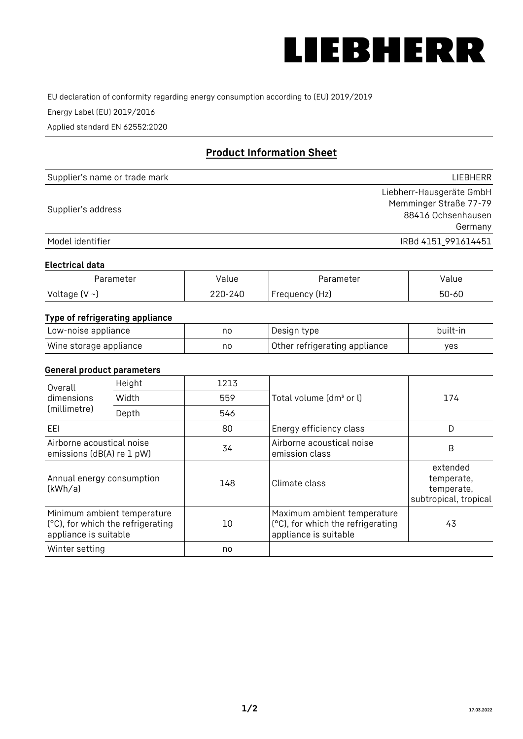LIEBHERR

EU declaration of conformity regarding energy consumption according to (EU) 2019/2019

Energy Label (EU) 2019/2016

Applied standard EN 62552:2020

## Product Information Sheet

| | |
|---|---|
| Supplier's name or trade mark | LIEBHERR |
| Supplier's address | Liebherr-Hausgeräte GmbH<br>Memminger Straße 77-79<br>88416 Ochsenhausen<br>Germany |
| Model identifier | IRBd 4151_991614451 |

### Electrical data

| Parameter | Value | Parameter | Value |
|---|---|---|---|
| Voltage (V ~) | 220-240 | Frequency (Hz) | 50-60 |

### Type of refrigerating appliance

| | | | |
|---|---|---|---|
| Low-noise appliance | no | Design type | built-in |
| Wine storage appliance | no | Other refrigerating appliance | yes |

### General product parameters

| | | | | |
|---|---|---|---|---|
| Overall dimensions (millimetre) | Height | 1213 | Total volume (dm³ or l) | 174 |
| | Width | 559 | | |
| | Depth | 546 | | |
| EEI | | 80 | Energy efficiency class | D |
| Airborne acoustical noise emissions (dB(A) re 1 pW) | | 34 | Airborne acoustical noise emission class | B |
| Annual energy consumption (kWh/a) | | 148 | Climate class | extended temperate, temperate, subtropical, tropical |
| Minimum ambient temperature (°C), for which the refrigerating appliance is suitable | | 10 | Maximum ambient temperature (°C), for which the refrigerating appliance is suitable | 43 |
| Winter setting | | no | | |

17.03.2022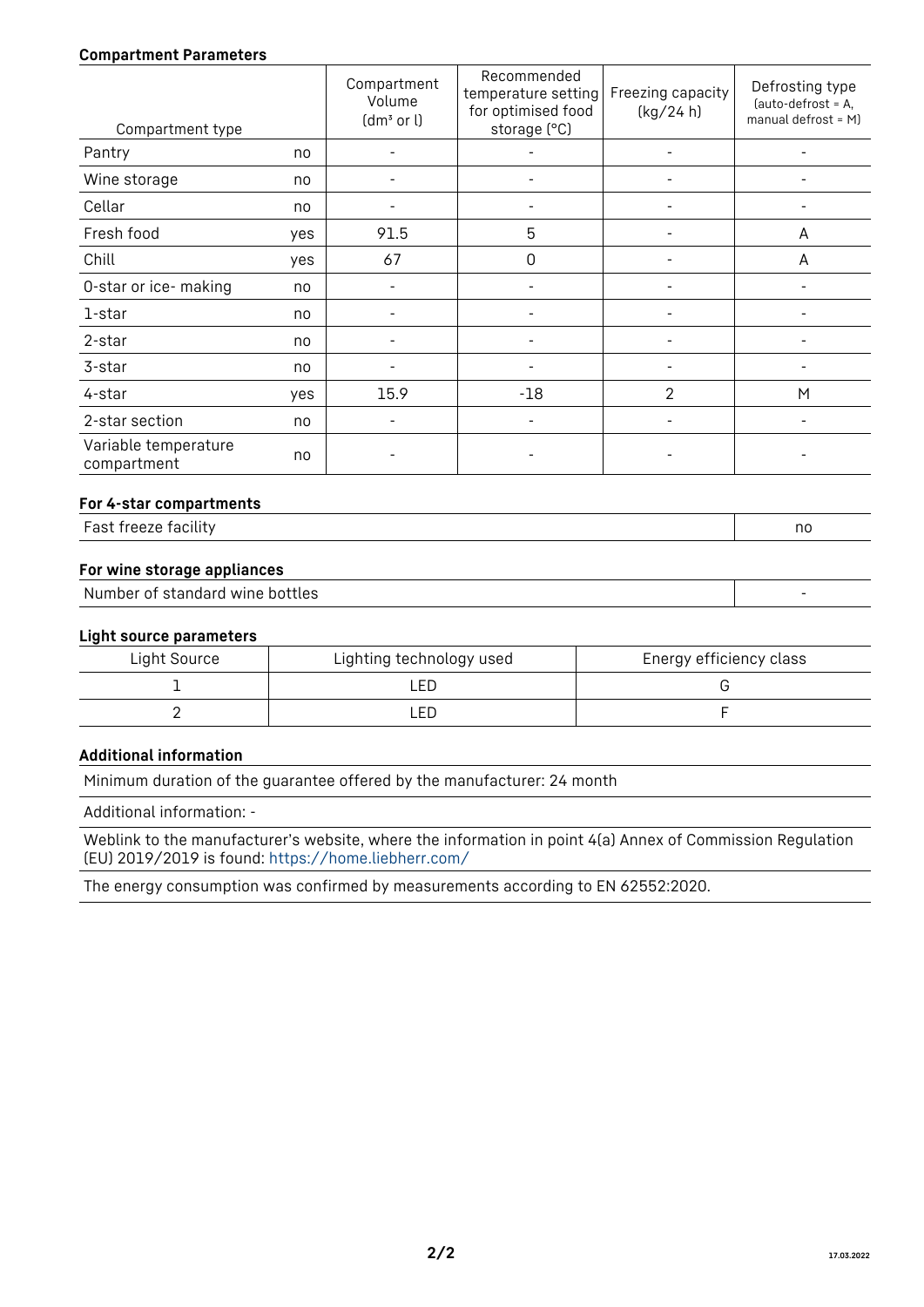### Compartment Parameters

| Compartment type | | Compartment Volume (dm³ or l) | Recommended temperature setting for optimised food storage (°C) | Freezing capacity (kg/24 h) | Defrosting type (auto-defrost = A, manual defrost = M) |
|---|---|---|---|---|---|
| Pantry | no | - | - | - | - |
| Wine storage | no | - | - | - | - |
| Cellar | no | - | - | - | - |
| Fresh food | yes | 91.5 | 5 | - | A |
| Chill | yes | 67 | 0 | - | A |
| 0-star or ice- making | no | - | - | - | - |
| 1-star | no | - | - | - | - |
| 2-star | no | - | - | - | - |
| 3-star | no | - | - | - | - |
| 4-star | yes | 15.9 | -18 | 2 | M |
| 2-star section | no | - | - | - | - |
| Variable temperature compartment | no | - | - | - | - |

### For 4-star compartments

| | |
|---|---|
| Fast freeze facility | no |

### For wine storage appliances

| | |
|---|---|
| Number of standard wine bottles | - |

### Light source parameters

| Light Source | Lighting technology used | Energy efficiency class |
|---|---|---|
| 1 | LED | G |
| 2 | LED | F |

### Additional information

Minimum duration of the guarantee offered by the manufacturer: 24 month

Additional information: -

Weblink to the manufacturer's website, where the information in point 4(a) Annex of Commission Regulation (EU) 2019/2019 is found: https://home.liebherr.com/

The energy consumption was confirmed by measurements according to EN 62552:2020.

17.03.2022